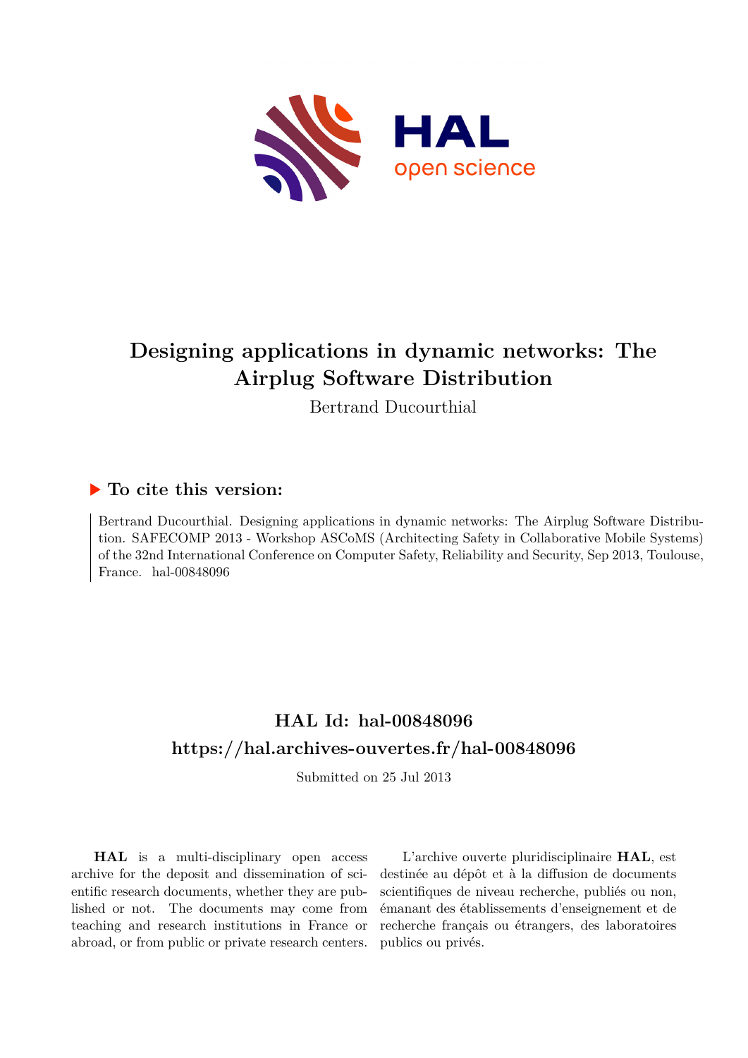# Designing applications in dynamic networks: The Airplug Software Distribution

Bertrand Ducourthial

## ▶ To cite this version:

Bertrand Ducourthial. Designing applications in dynamic networks: The Airplug Software Distribution. SAFECOMP 2013 - Workshop ASCoMS (Architecting Safety in Collaborative Mobile Systems) of the 32nd International Conference on Computer Safety, Reliability and Security, Sep 2013, Toulouse, France. hal-00848096

## HAL Id: hal-00848096

## https://hal.archives-ouvertes.fr/hal-00848096

Submitted on 25 Jul 2013

**HAL** is a multi-disciplinary open access archive for the deposit and dissemination of scientific research documents, whether they are published or not. The documents may come from teaching and research institutions in France or abroad, or from public or private research centers.

L'archive ouverte pluridisciplinaire **HAL**, est destinée au dépôt et à la diffusion de documents scientifiques de niveau recherche, publiés ou non, émanant des établissements d'enseignement et de recherche français ou étrangers, des laboratoires publics ou privés.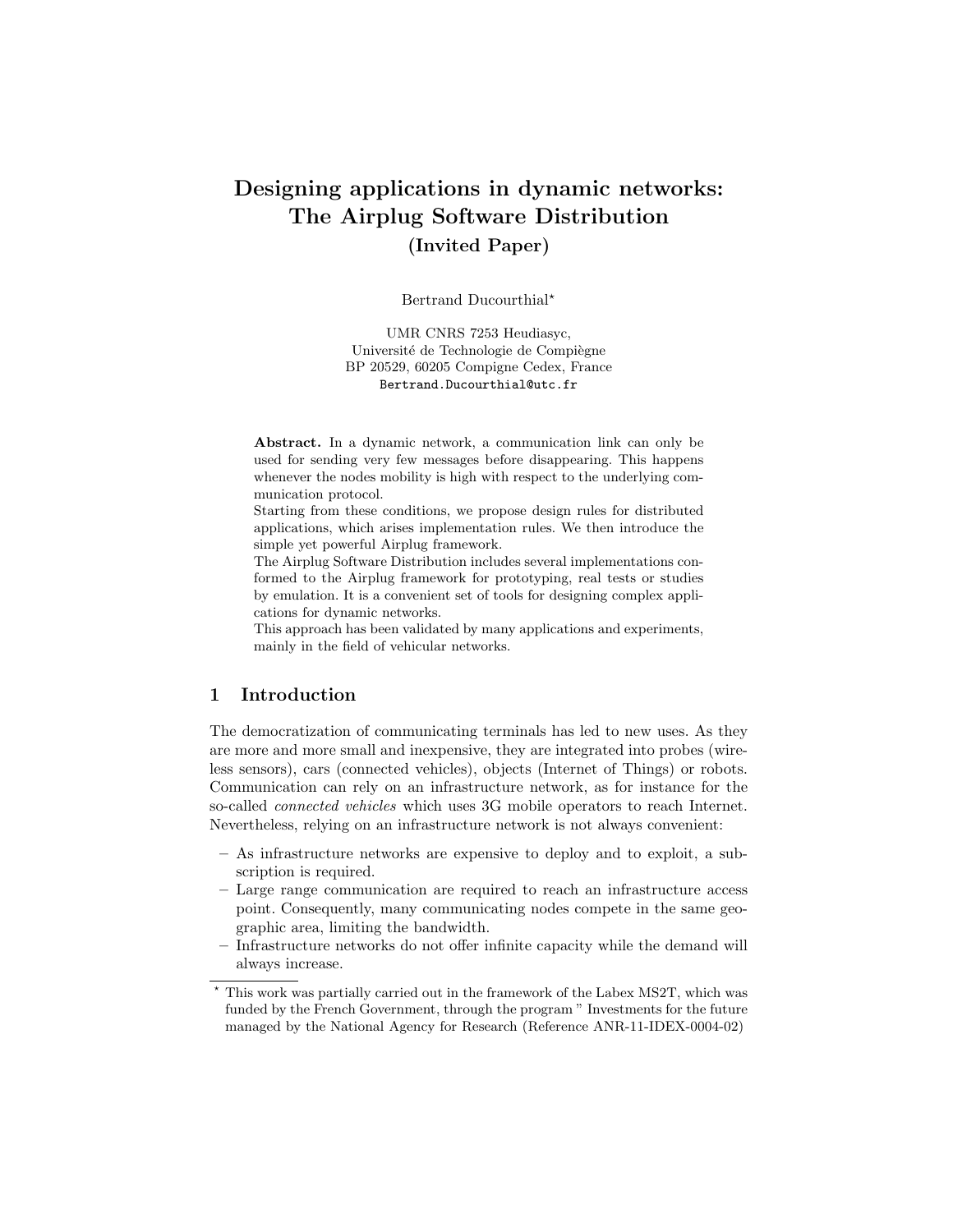# Designing applications in dynamic networks: The Airplug Software Distribution

## (Invited Paper)

Bertrand Ducourthial*

UMR CNRS 7253 Heudiasyc,
Université de Technologie de Compiègne
BP 20529, 60205 Compigne Cedex, France
Bertrand.Ducourthial@utc.fr

**Abstract.** In a dynamic network, a communication link can only be used for sending very few messages before disappearing. This happens whenever the nodes mobility is high with respect to the underlying communication protocol.
Starting from these conditions, we propose design rules for distributed applications, which arises implementation rules. We then introduce the simple yet powerful Airplug framework.
The Airplug Software Distribution includes several implementations conformed to the Airplug framework for prototyping, real tests or studies by emulation. It is a convenient set of tools for designing complex applications for dynamic networks.
This approach has been validated by many applications and experiments, mainly in the field of vehicular networks.

## 1 Introduction

The democratization of communicating terminals has led to new uses. As they are more and more small and inexpensive, they are integrated into probes (wireless sensors), cars (connected vehicles), objects (Internet of Things) or robots. Communication can rely on an infrastructure network, as for instance for the so-called *connected vehicles* which uses 3G mobile operators to reach Internet. Nevertheless, relying on an infrastructure network is not always convenient:

- As infrastructure networks are expensive to deploy and to exploit, a subscription is required.
- Large range communication are required to reach an infrastructure access point. Consequently, many communicating nodes compete in the same geographic area, limiting the bandwidth.
- Infrastructure networks do not offer infinite capacity while the demand will always increase.

* This work was partially carried out in the framework of the Labex MS2T, which was funded by the French Government, through the program " Investments for the future managed by the National Agency for Research (Reference ANR-11-IDEX-0004-02)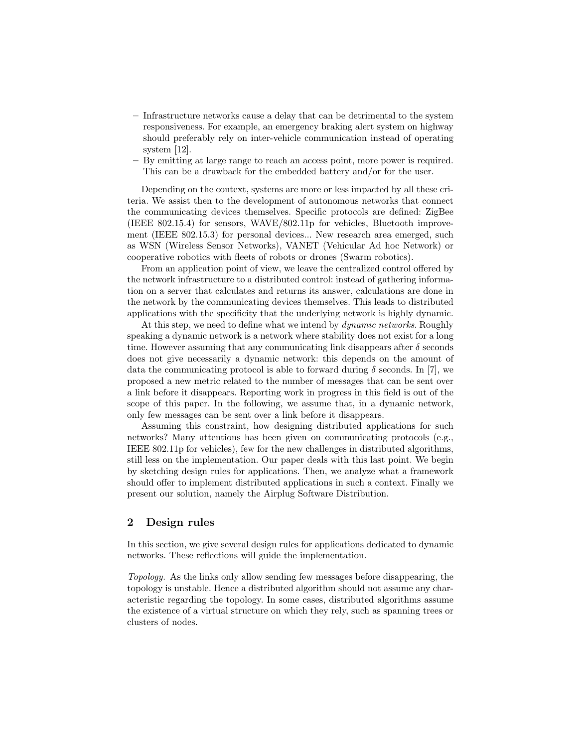- Infrastructure networks cause a delay that can be detrimental to the system responsiveness. For example, an emergency braking alert system on highway should preferably rely on inter-vehicle communication instead of operating system [12].
- By emitting at large range to reach an access point, more power is required. This can be a drawback for the embedded battery and/or for the user.

Depending on the context, systems are more or less impacted by all these criteria. We assist then to the development of autonomous networks that connect the communicating devices themselves. Specific protocols are defined: ZigBee (IEEE 802.15.4) for sensors, WAVE/802.11p for vehicles, Bluetooth improvement (IEEE 802.15.3) for personal devices... New research area emerged, such as WSN (Wireless Sensor Networks), VANET (Vehicular Ad hoc Network) or cooperative robotics with fleets of robots or drones (Swarm robotics).

From an application point of view, we leave the centralized control offered by the network infrastructure to a distributed control: instead of gathering information on a server that calculates and returns its answer, calculations are done in the network by the communicating devices themselves. This leads to distributed applications with the specificity that the underlying network is highly dynamic.

At this step, we need to define what we intend by *dynamic networks*. Roughly speaking a dynamic network is a network where stability does not exist for a long time. However assuming that any communicating link disappears after $\delta$ seconds does not give necessarily a dynamic network: this depends on the amount of data the communicating protocol is able to forward during $\delta$ seconds. In [7], we proposed a new metric related to the number of messages that can be sent over a link before it disappears. Reporting work in progress in this field is out of the scope of this paper. In the following, we assume that, in a dynamic network, only few messages can be sent over a link before it disappears.

Assuming this constraint, how designing distributed applications for such networks? Many attentions has been given on communicating protocols (e.g., IEEE 802.11p for vehicles), few for the new challenges in distributed algorithms, still less on the implementation. Our paper deals with this last point. We begin by sketching design rules for applications. Then, we analyze what a framework should offer to implement distributed applications in such a context. Finally we present our solution, namely the Airplug Software Distribution.

## 2 Design rules

In this section, we give several design rules for applications dedicated to dynamic networks. These reflections will guide the implementation.

*Topology.* As the links only allow sending few messages before disappearing, the topology is unstable. Hence a distributed algorithm should not assume any characteristic regarding the topology. In some cases, distributed algorithms assume the existence of a virtual structure on which they rely, such as spanning trees or clusters of nodes.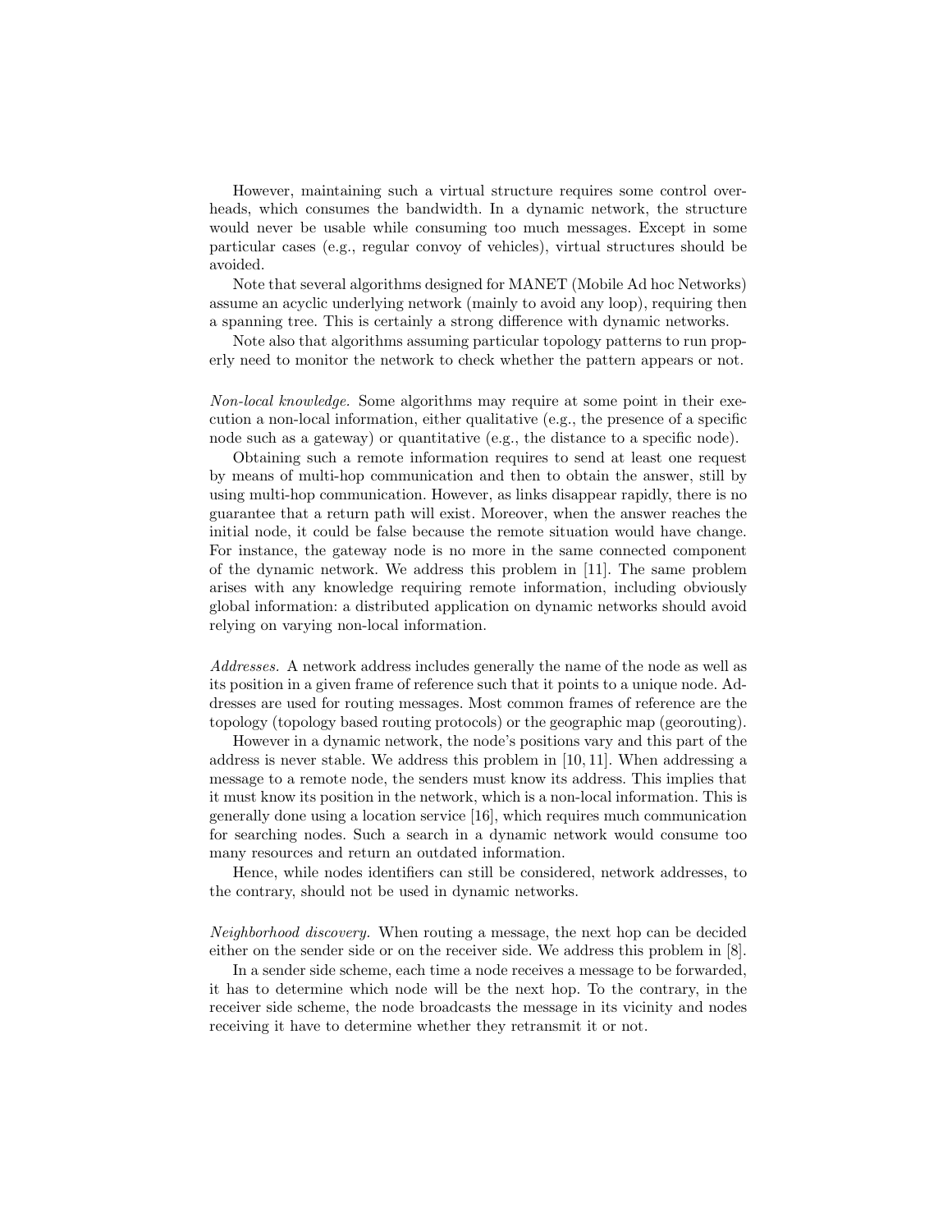However, maintaining such a virtual structure requires some control overheads, which consumes the bandwidth. In a dynamic network, the structure would never be usable while consuming too much messages. Except in some particular cases (e.g., regular convoy of vehicles), virtual structures should be avoided.

Note that several algorithms designed for MANET (Mobile Ad hoc Networks) assume an acyclic underlying network (mainly to avoid any loop), requiring then a spanning tree. This is certainly a strong difference with dynamic networks.

Note also that algorithms assuming particular topology patterns to run properly need to monitor the network to check whether the pattern appears or not.

*Non-local knowledge.* Some algorithms may require at some point in their execution a non-local information, either qualitative (e.g., the presence of a specific node such as a gateway) or quantitative (e.g., the distance to a specific node).

Obtaining such a remote information requires to send at least one request by means of multi-hop communication and then to obtain the answer, still by using multi-hop communication. However, as links disappear rapidly, there is no guarantee that a return path will exist. Moreover, when the answer reaches the initial node, it could be false because the remote situation would have change. For instance, the gateway node is no more in the same connected component of the dynamic network. We address this problem in [11]. The same problem arises with any knowledge requiring remote information, including obviously global information: a distributed application on dynamic networks should avoid relying on varying non-local information.

*Addresses.* A network address includes generally the name of the node as well as its position in a given frame of reference such that it points to a unique node. Addresses are used for routing messages. Most common frames of reference are the topology (topology based routing protocols) or the geographic map (georouting).

However in a dynamic network, the node's positions vary and this part of the address is never stable. We address this problem in [10, 11]. When addressing a message to a remote node, the senders must know its address. This implies that it must know its position in the network, which is a non-local information. This is generally done using a location service [16], which requires much communication for searching nodes. Such a search in a dynamic network would consume too many resources and return an outdated information.

Hence, while nodes identifiers can still be considered, network addresses, to the contrary, should not be used in dynamic networks.

*Neighborhood discovery.* When routing a message, the next hop can be decided either on the sender side or on the receiver side. We address this problem in [8].

In a sender side scheme, each time a node receives a message to be forwarded, it has to determine which node will be the next hop. To the contrary, in the receiver side scheme, the node broadcasts the message in its vicinity and nodes receiving it have to determine whether they retransmit it or not.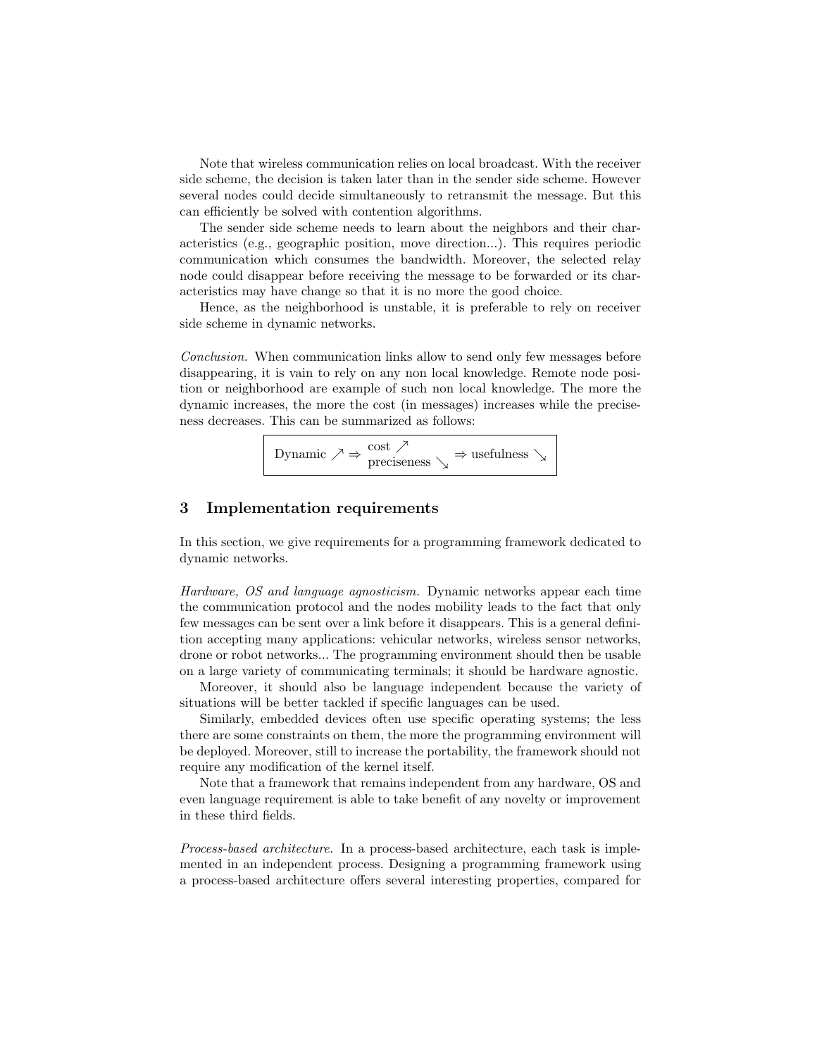Note that wireless communication relies on local broadcast. With the receiver side scheme, the decision is taken later than in the sender side scheme. However several nodes could decide simultaneously to retransmit the message. But this can efficiently be solved with contention algorithms.

The sender side scheme needs to learn about the neighbors and their characteristics (e.g., geographic position, move direction...). This requires periodic communication which consumes the bandwidth. Moreover, the selected relay node could disappear before receiving the message to be forwarded or its characteristics may have change so that it is no more the good choice.

Hence, as the neighborhood is unstable, it is preferable to rely on receiver side scheme in dynamic networks.

*Conclusion.* When communication links allow to send only few messages before disappearing, it is vain to rely on any non local knowledge. Remote node position or neighborhood are example of such non local knowledge. The more the dynamic increases, the more the cost (in messages) increases while the preciseness decreases. This can be summarized as follows:

$$\boxed{\text{Dynamic} \nearrow \Rightarrow \begin{array}{l}\text{cost} \nearrow \\ \text{preciseness} \searrow\end{array} \Rightarrow \text{usefulness} \searrow}$$

## 3 Implementation requirements

In this section, we give requirements for a programming framework dedicated to dynamic networks.

*Hardware, OS and language agnosticism.* Dynamic networks appear each time the communication protocol and the nodes mobility leads to the fact that only few messages can be sent over a link before it disappears. This is a general definition accepting many applications: vehicular networks, wireless sensor networks, drone or robot networks... The programming environment should then be usable on a large variety of communicating terminals; it should be hardware agnostic.

Moreover, it should also be language independent because the variety of situations will be better tackled if specific languages can be used.

Similarly, embedded devices often use specific operating systems; the less there are some constraints on them, the more the programming environment will be deployed. Moreover, still to increase the portability, the framework should not require any modification of the kernel itself.

Note that a framework that remains independent from any hardware, OS and even language requirement is able to take benefit of any novelty or improvement in these third fields.

*Process-based architecture.* In a process-based architecture, each task is implemented in an independent process. Designing a programming framework using a process-based architecture offers several interesting properties, compared for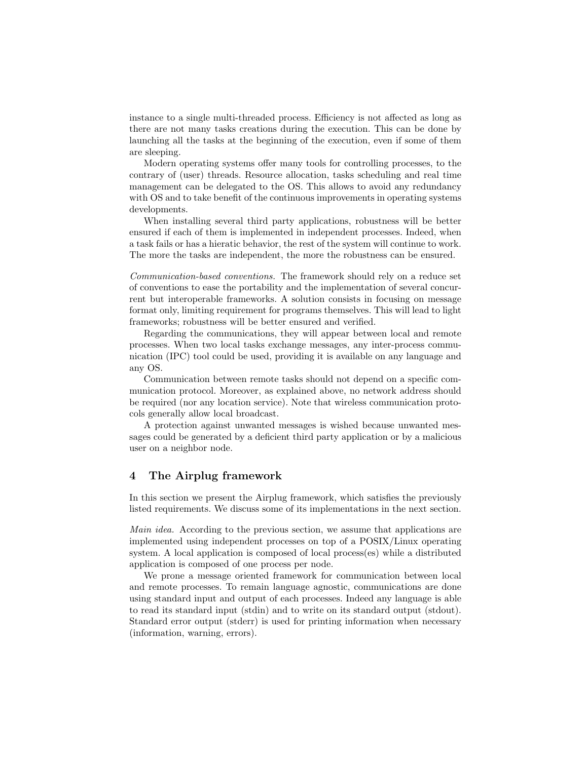instance to a single multi-threaded process. Efficiency is not affected as long as there are not many tasks creations during the execution. This can be done by launching all the tasks at the beginning of the execution, even if some of them are sleeping.

Modern operating systems offer many tools for controlling processes, to the contrary of (user) threads. Resource allocation, tasks scheduling and real time management can be delegated to the OS. This allows to avoid any redundancy with OS and to take benefit of the continuous improvements in operating systems developments.

When installing several third party applications, robustness will be better ensured if each of them is implemented in independent processes. Indeed, when a task fails or has a hieratic behavior, the rest of the system will continue to work. The more the tasks are independent, the more the robustness can be ensured.

*Communication-based conventions.* The framework should rely on a reduce set of conventions to ease the portability and the implementation of several concurrent but interoperable frameworks. A solution consists in focusing on message format only, limiting requirement for programs themselves. This will lead to light frameworks; robustness will be better ensured and verified.

Regarding the communications, they will appear between local and remote processes. When two local tasks exchange messages, any inter-process communication (IPC) tool could be used, providing it is available on any language and any OS.

Communication between remote tasks should not depend on a specific communication protocol. Moreover, as explained above, no network address should be required (nor any location service). Note that wireless communication protocols generally allow local broadcast.

A protection against unwanted messages is wished because unwanted messages could be generated by a deficient third party application or by a malicious user on a neighbor node.

## 4 The Airplug framework

In this section we present the Airplug framework, which satisfies the previously listed requirements. We discuss some of its implementations in the next section.

*Main idea.* According to the previous section, we assume that applications are implemented using independent processes on top of a POSIX/Linux operating system. A local application is composed of local process(es) while a distributed application is composed of one process per node.

We prone a message oriented framework for communication between local and remote processes. To remain language agnostic, communications are done using standard input and output of each processes. Indeed any language is able to read its standard input (stdin) and to write on its standard output (stdout). Standard error output (stderr) is used for printing information when necessary (information, warning, errors).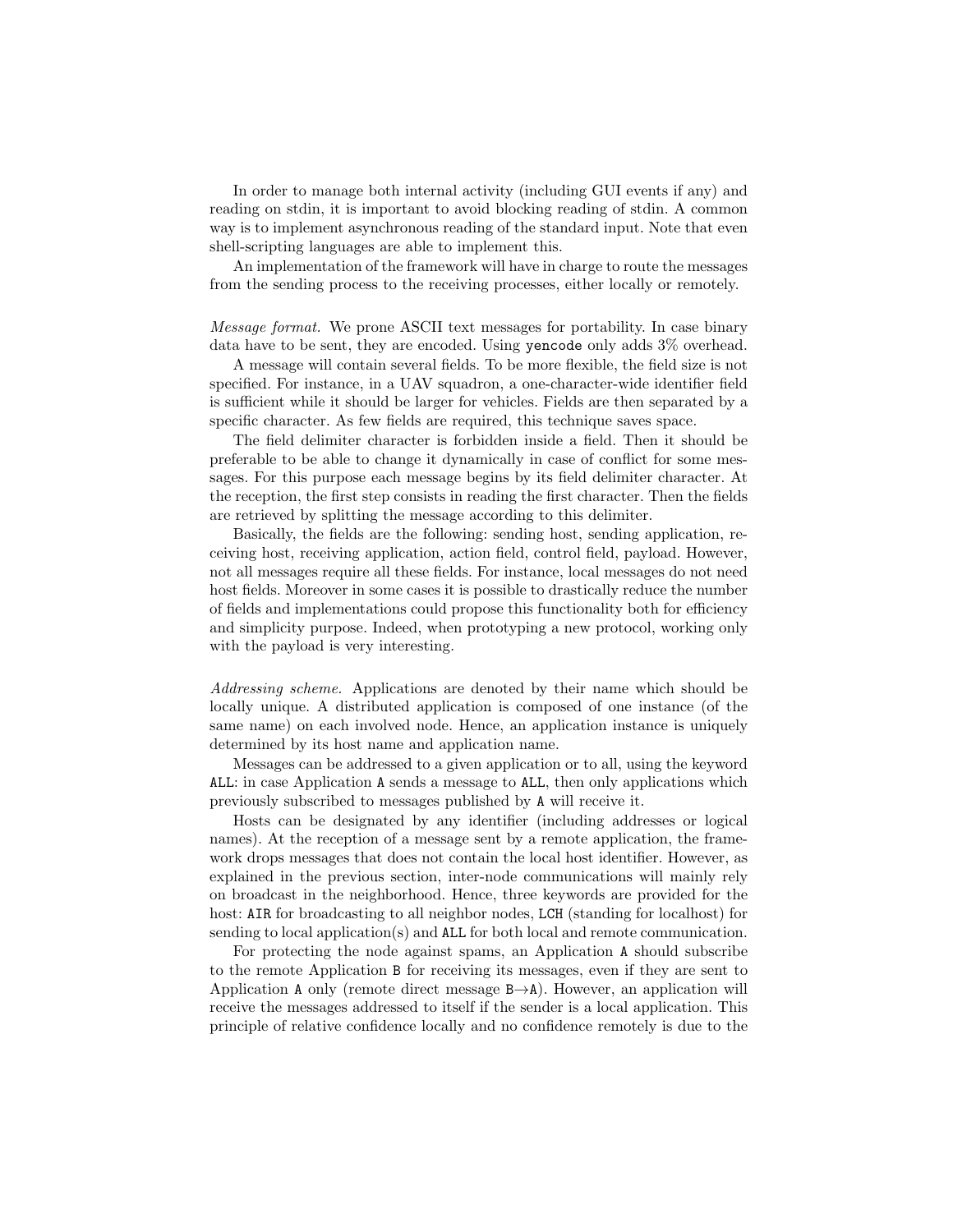In order to manage both internal activity (including GUI events if any) and reading on stdin, it is important to avoid blocking reading of stdin. A common way is to implement asynchronous reading of the standard input. Note that even shell-scripting languages are able to implement this.

An implementation of the framework will have in charge to route the messages from the sending process to the receiving processes, either locally or remotely.

*Message format.* We prone ASCII text messages for portability. In case binary data have to be sent, they are encoded. Using `yencode` only adds 3% overhead.

A message will contain several fields. To be more flexible, the field size is not specified. For instance, in a UAV squadron, a one-character-wide identifier field is sufficient while it should be larger for vehicles. Fields are then separated by a specific character. As few fields are required, this technique saves space.

The field delimiter character is forbidden inside a field. Then it should be preferable to be able to change it dynamically in case of conflict for some messages. For this purpose each message begins by its field delimiter character. At the reception, the first step consists in reading the first character. Then the fields are retrieved by splitting the message according to this delimiter.

Basically, the fields are the following: sending host, sending application, receiving host, receiving application, action field, control field, payload. However, not all messages require all these fields. For instance, local messages do not need host fields. Moreover in some cases it is possible to drastically reduce the number of fields and implementations could propose this functionality both for efficiency and simplicity purpose. Indeed, when prototyping a new protocol, working only with the payload is very interesting.

*Addressing scheme.* Applications are denoted by their name which should be locally unique. A distributed application is composed of one instance (of the same name) on each involved node. Hence, an application instance is uniquely determined by its host name and application name.

Messages can be addressed to a given application or to all, using the keyword `ALL`: in case Application `A` sends a message to `ALL`, then only applications which previously subscribed to messages published by `A` will receive it.

Hosts can be designated by any identifier (including addresses or logical names). At the reception of a message sent by a remote application, the framework drops messages that does not contain the local host identifier. However, as explained in the previous section, inter-node communications will mainly rely on broadcast in the neighborhood. Hence, three keywords are provided for the host: `AIR` for broadcasting to all neighbor nodes, `LCH` (standing for localhost) for sending to local application(s) and `ALL` for both local and remote communication.

For protecting the node against spams, an Application `A` should subscribe to the remote Application `B` for receiving its messages, even if they are sent to Application `A` only (remote direct message `B`→`A`). However, an application will receive the messages addressed to itself if the sender is a local application. This principle of relative confidence locally and no confidence remotely is due to the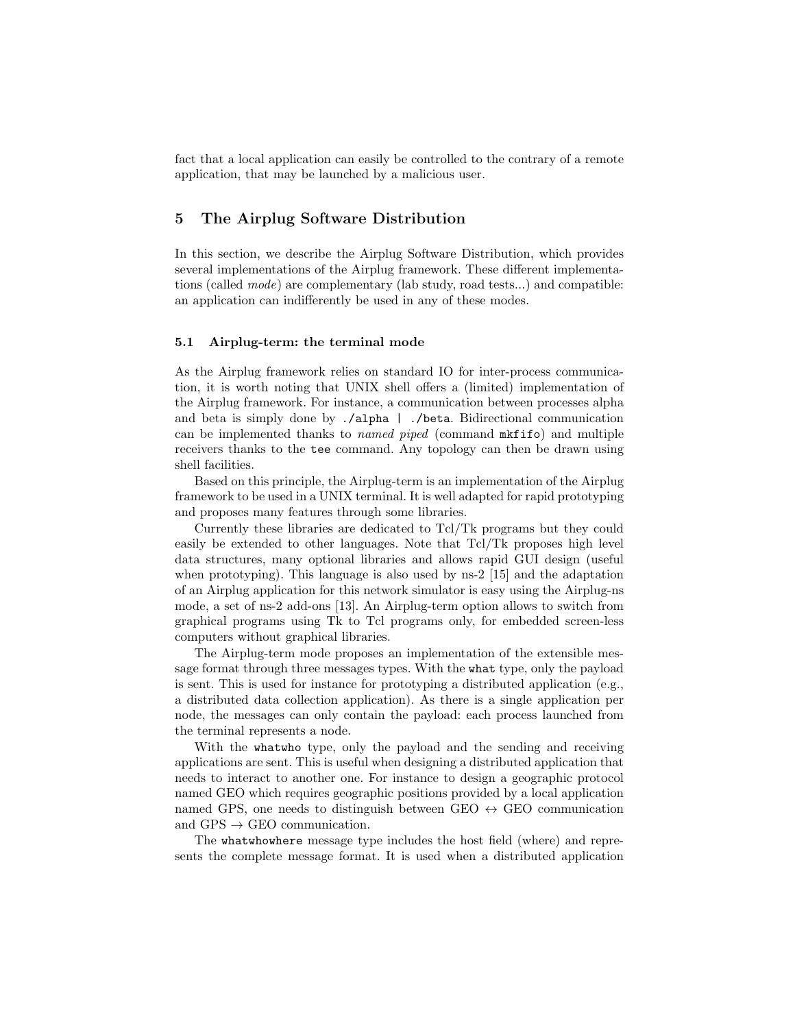fact that a local application can easily be controlled to the contrary of a remote application, that may be launched by a malicious user.

## 5 The Airplug Software Distribution

In this section, we describe the Airplug Software Distribution, which provides several implementations of the Airplug framework. These different implementations (called *mode*) are complementary (lab study, road tests...) and compatible: an application can indifferently be used in any of these modes.

### 5.1 Airplug-term: the terminal mode

As the Airplug framework relies on standard IO for inter-process communication, it is worth noting that UNIX shell offers a (limited) implementation of the Airplug framework. For instance, a communication between processes alpha and beta is simply done by `./alpha | ./beta`. Bidirectional communication can be implemented thanks to *named piped* (command `mkfifo`) and multiple receivers thanks to the `tee` command. Any topology can then be drawn using shell facilities.

Based on this principle, the Airplug-term is an implementation of the Airplug framework to be used in a UNIX terminal. It is well adapted for rapid prototyping and proposes many features through some libraries.

Currently these libraries are dedicated to Tcl/Tk programs but they could easily be extended to other languages. Note that Tcl/Tk proposes high level data structures, many optional libraries and allows rapid GUI design (useful when prototyping). This language is also used by ns-2 [15] and the adaptation of an Airplug application for this network simulator is easy using the Airplug-ns mode, a set of ns-2 add-ons [13]. An Airplug-term option allows to switch from graphical programs using Tk to Tcl programs only, for embedded screen-less computers without graphical libraries.

The Airplug-term mode proposes an implementation of the extensible message format through three messages types. With the `what` type, only the payload is sent. This is used for instance for prototyping a distributed application (e.g., a distributed data collection application). As there is a single application per node, the messages can only contain the payload: each process launched from the terminal represents a node.

With the `whatwho` type, only the payload and the sending and receiving applications are sent. This is useful when designing a distributed application that needs to interact to another one. For instance to design a geographic protocol named GEO which requires geographic positions provided by a local application named GPS, one needs to distinguish between GEO $\leftrightarrow$ GEO communication and GPS $\rightarrow$ GEO communication.

The `whatwhowhere` message type includes the host field (where) and represents the complete message format. It is used when a distributed application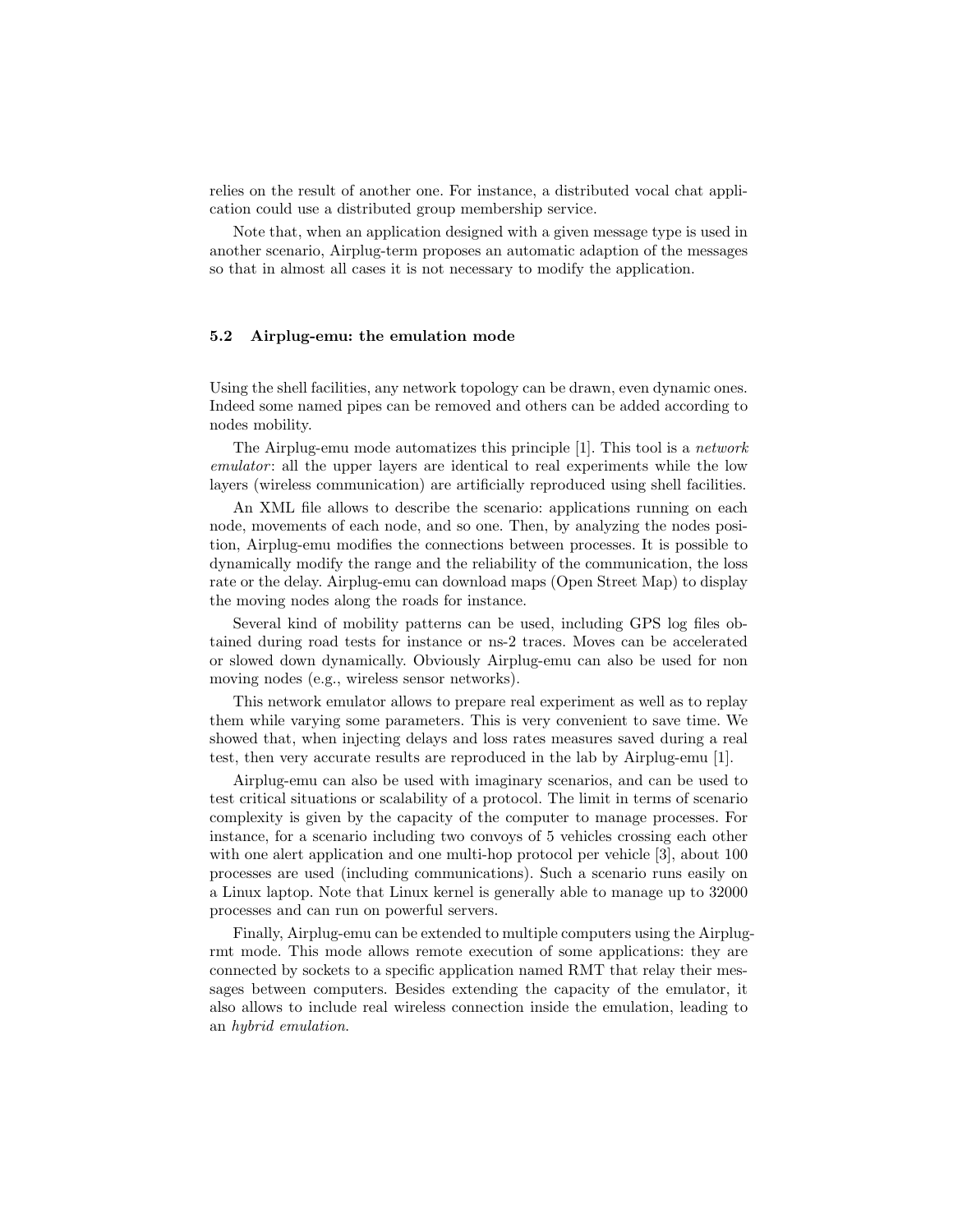relies on the result of another one. For instance, a distributed vocal chat application could use a distributed group membership service.

Note that, when an application designed with a given message type is used in another scenario, Airplug-term proposes an automatic adaption of the messages so that in almost all cases it is not necessary to modify the application.

### 5.2 Airplug-emu: the emulation mode

Using the shell facilities, any network topology can be drawn, even dynamic ones. Indeed some named pipes can be removed and others can be added according to nodes mobility.

The Airplug-emu mode automatizes this principle [1]. This tool is a *network emulator*: all the upper layers are identical to real experiments while the low layers (wireless communication) are artificially reproduced using shell facilities.

An XML file allows to describe the scenario: applications running on each node, movements of each node, and so one. Then, by analyzing the nodes position, Airplug-emu modifies the connections between processes. It is possible to dynamically modify the range and the reliability of the communication, the loss rate or the delay. Airplug-emu can download maps (Open Street Map) to display the moving nodes along the roads for instance.

Several kind of mobility patterns can be used, including GPS log files obtained during road tests for instance or ns-2 traces. Moves can be accelerated or slowed down dynamically. Obviously Airplug-emu can also be used for non moving nodes (e.g., wireless sensor networks).

This network emulator allows to prepare real experiment as well as to replay them while varying some parameters. This is very convenient to save time. We showed that, when injecting delays and loss rates measures saved during a real test, then very accurate results are reproduced in the lab by Airplug-emu [1].

Airplug-emu can also be used with imaginary scenarios, and can be used to test critical situations or scalability of a protocol. The limit in terms of scenario complexity is given by the capacity of the computer to manage processes. For instance, for a scenario including two convoys of 5 vehicles crossing each other with one alert application and one multi-hop protocol per vehicle [3], about 100 processes are used (including communications). Such a scenario runs easily on a Linux laptop. Note that Linux kernel is generally able to manage up to 32000 processes and can run on powerful servers.

Finally, Airplug-emu can be extended to multiple computers using the Airplug-rmt mode. This mode allows remote execution of some applications: they are connected by sockets to a specific application named RMT that relay their messages between computers. Besides extending the capacity of the emulator, it also allows to include real wireless connection inside the emulation, leading to an *hybrid emulation*.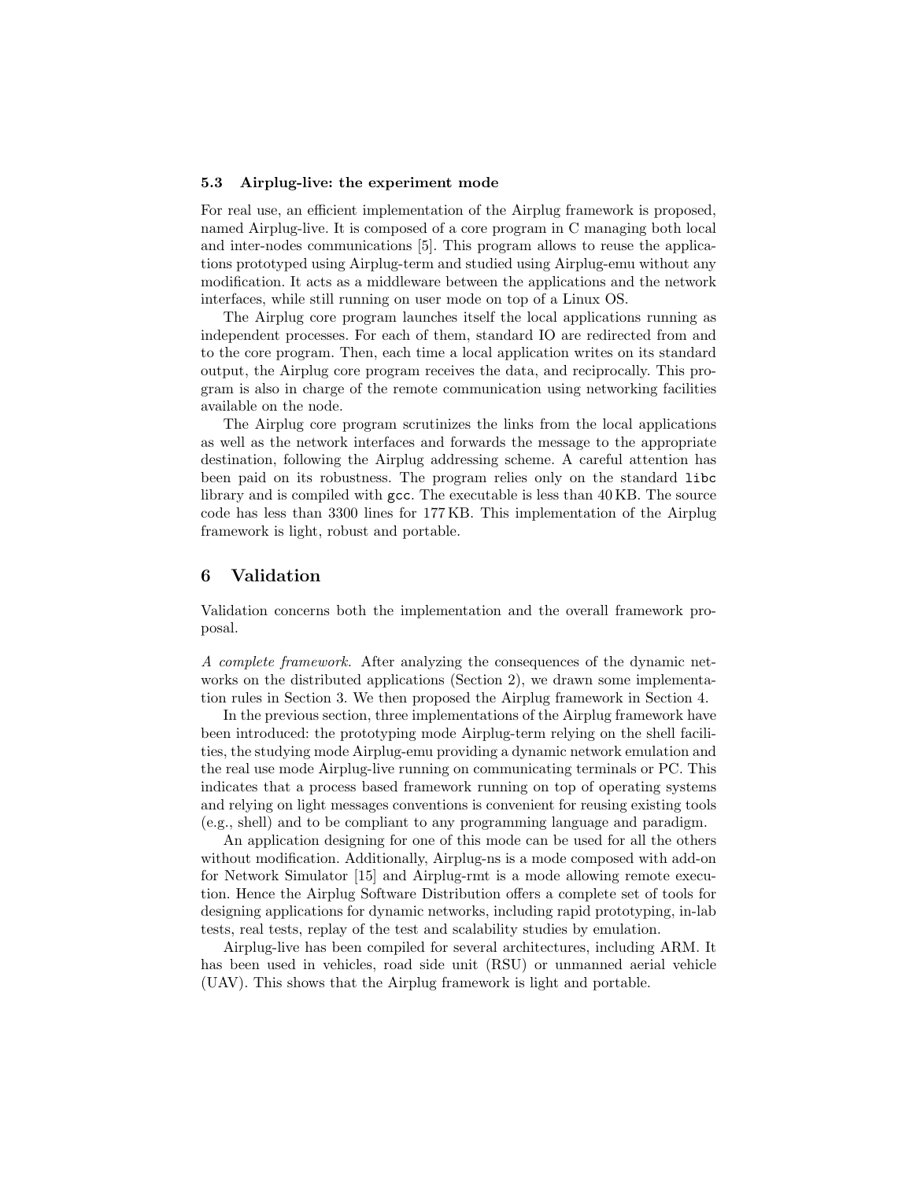### 5.3 Airplug-live: the experiment mode

For real use, an efficient implementation of the Airplug framework is proposed, named Airplug-live. It is composed of a core program in C managing both local and inter-nodes communications [5]. This program allows to reuse the applications prototyped using Airplug-term and studied using Airplug-emu without any modification. It acts as a middleware between the applications and the network interfaces, while still running on user mode on top of a Linux OS.

The Airplug core program launches itself the local applications running as independent processes. For each of them, standard IO are redirected from and to the core program. Then, each time a local application writes on its standard output, the Airplug core program receives the data, and reciprocally. This program is also in charge of the remote communication using networking facilities available on the node.

The Airplug core program scrutinizes the links from the local applications as well as the network interfaces and forwards the message to the appropriate destination, following the Airplug addressing scheme. A careful attention has been paid on its robustness. The program relies only on the standard `libc` library and is compiled with `gcc`. The executable is less than 40 KB. The source code has less than 3300 lines for 177 KB. This implementation of the Airplug framework is light, robust and portable.

## 6 Validation

Validation concerns both the implementation and the overall framework proposal.

*A complete framework.* After analyzing the consequences of the dynamic networks on the distributed applications (Section 2), we drawn some implementation rules in Section 3. We then proposed the Airplug framework in Section 4.

In the previous section, three implementations of the Airplug framework have been introduced: the prototyping mode Airplug-term relying on the shell facilities, the studying mode Airplug-emu providing a dynamic network emulation and the real use mode Airplug-live running on communicating terminals or PC. This indicates that a process based framework running on top of operating systems and relying on light messages conventions is convenient for reusing existing tools (e.g., shell) and to be compliant to any programming language and paradigm.

An application designing for one of this mode can be used for all the others without modification. Additionally, Airplug-ns is a mode composed with add-on for Network Simulator [15] and Airplug-rmt is a mode allowing remote execution. Hence the Airplug Software Distribution offers a complete set of tools for designing applications for dynamic networks, including rapid prototyping, in-lab tests, real tests, replay of the test and scalability studies by emulation.

Airplug-live has been compiled for several architectures, including ARM. It has been used in vehicles, road side unit (RSU) or unmanned aerial vehicle (UAV). This shows that the Airplug framework is light and portable.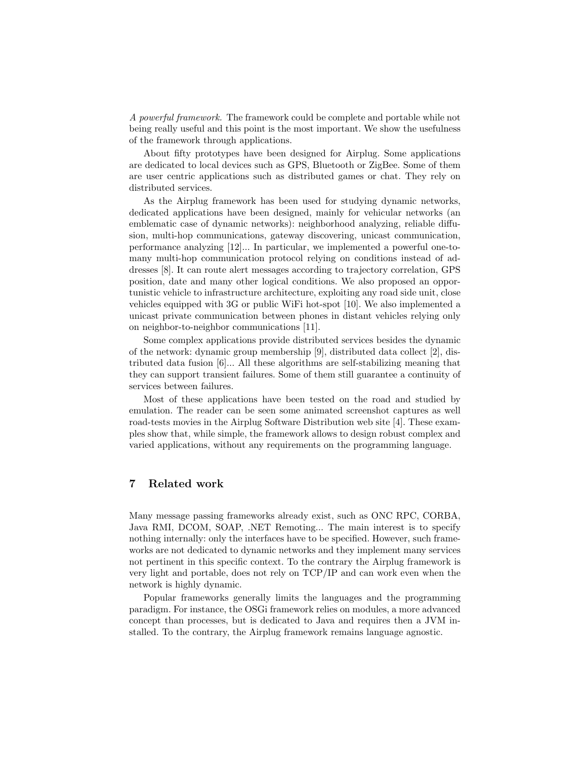*A powerful framework.* The framework could be complete and portable while not being really useful and this point is the most important. We show the usefulness of the framework through applications.

About fifty prototypes have been designed for Airplug. Some applications are dedicated to local devices such as GPS, Bluetooth or ZigBee. Some of them are user centric applications such as distributed games or chat. They rely on distributed services.

As the Airplug framework has been used for studying dynamic networks, dedicated applications have been designed, mainly for vehicular networks (an emblematic case of dynamic networks): neighborhood analyzing, reliable diffusion, multi-hop communications, gateway discovering, unicast communication, performance analyzing [12]... In particular, we implemented a powerful one-to-many multi-hop communication protocol relying on conditions instead of addresses [8]. It can route alert messages according to trajectory correlation, GPS position, date and many other logical conditions. We also proposed an opportunistic vehicle to infrastructure architecture, exploiting any road side unit, close vehicles equipped with 3G or public WiFi hot-spot [10]. We also implemented a unicast private communication between phones in distant vehicles relying only on neighbor-to-neighbor communications [11].

Some complex applications provide distributed services besides the dynamic of the network: dynamic group membership [9], distributed data collect [2], distributed data fusion [6]... All these algorithms are self-stabilizing meaning that they can support transient failures. Some of them still guarantee a continuity of services between failures.

Most of these applications have been tested on the road and studied by emulation. The reader can be seen some animated screenshot captures as well road-tests movies in the Airplug Software Distribution web site [4]. These examples show that, while simple, the framework allows to design robust complex and varied applications, without any requirements on the programming language.

## 7 Related work

Many message passing frameworks already exist, such as ONC RPC, CORBA, Java RMI, DCOM, SOAP, .NET Remoting... The main interest is to specify nothing internally: only the interfaces have to be specified. However, such frameworks are not dedicated to dynamic networks and they implement many services not pertinent in this specific context. To the contrary the Airplug framework is very light and portable, does not rely on TCP/IP and can work even when the network is highly dynamic.

Popular frameworks generally limits the languages and the programming paradigm. For instance, the OSGi framework relies on modules, a more advanced concept than processes, but is dedicated to Java and requires then a JVM installed. To the contrary, the Airplug framework remains language agnostic.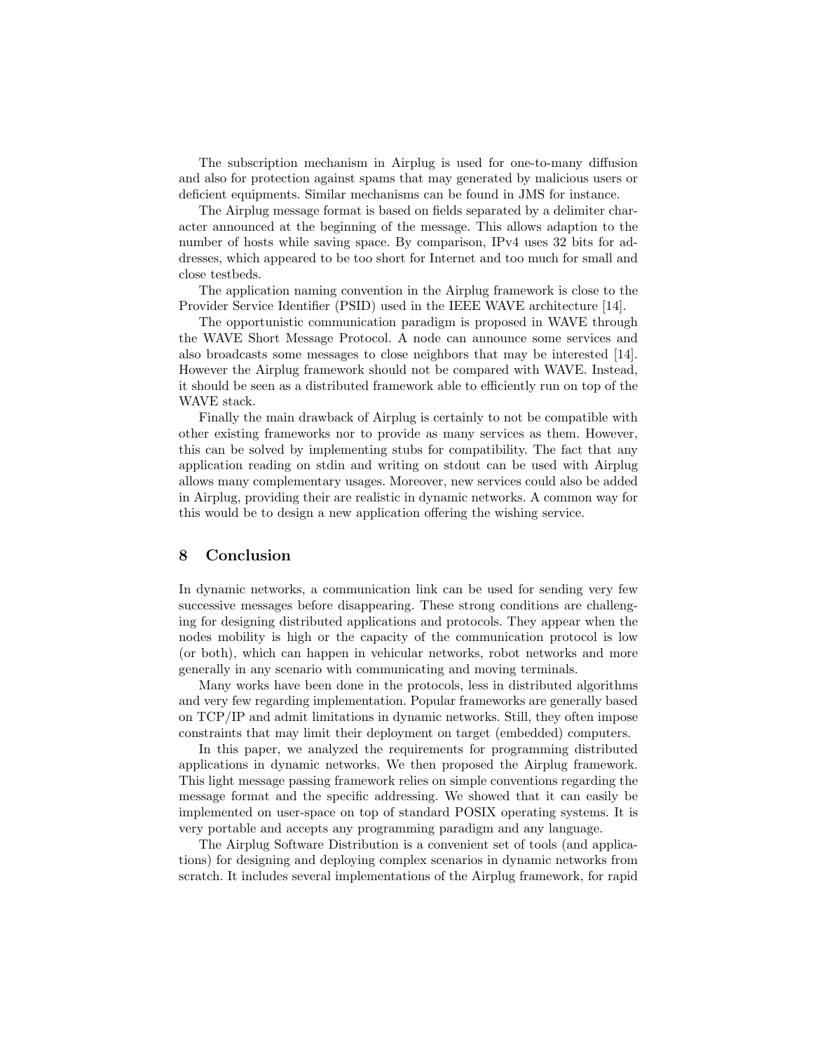The subscription mechanism in Airplug is used for one-to-many diffusion and also for protection against spams that may generated by malicious users or deficient equipments. Similar mechanisms can be found in JMS for instance.

The Airplug message format is based on fields separated by a delimiter character announced at the beginning of the message. This allows adaption to the number of hosts while saving space. By comparison, IPv4 uses 32 bits for addresses, which appeared to be too short for Internet and too much for small and close testbeds.

The application naming convention in the Airplug framework is close to the Provider Service Identifier (PSID) used in the IEEE WAVE architecture [14].

The opportunistic communication paradigm is proposed in WAVE through the WAVE Short Message Protocol. A node can announce some services and also broadcasts some messages to close neighbors that may be interested [14]. However the Airplug framework should not be compared with WAVE. Instead, it should be seen as a distributed framework able to efficiently run on top of the WAVE stack.

Finally the main drawback of Airplug is certainly to not be compatible with other existing frameworks nor to provide as many services as them. However, this can be solved by implementing stubs for compatibility. The fact that any application reading on stdin and writing on stdout can be used with Airplug allows many complementary usages. Moreover, new services could also be added in Airplug, providing their are realistic in dynamic networks. A common way for this would be to design a new application offering the wishing service.

## 8 Conclusion

In dynamic networks, a communication link can be used for sending very few successive messages before disappearing. These strong conditions are challenging for designing distributed applications and protocols. They appear when the nodes mobility is high or the capacity of the communication protocol is low (or both), which can happen in vehicular networks, robot networks and more generally in any scenario with communicating and moving terminals.

Many works have been done in the protocols, less in distributed algorithms and very few regarding implementation. Popular frameworks are generally based on TCP/IP and admit limitations in dynamic networks. Still, they often impose constraints that may limit their deployment on target (embedded) computers.

In this paper, we analyzed the requirements for programming distributed applications in dynamic networks. We then proposed the Airplug framework. This light message passing framework relies on simple conventions regarding the message format and the specific addressing. We showed that it can easily be implemented on user-space on top of standard POSIX operating systems. It is very portable and accepts any programming paradigm and any language.

The Airplug Software Distribution is a convenient set of tools (and applications) for designing and deploying complex scenarios in dynamic networks from scratch. It includes several implementations of the Airplug framework, for rapid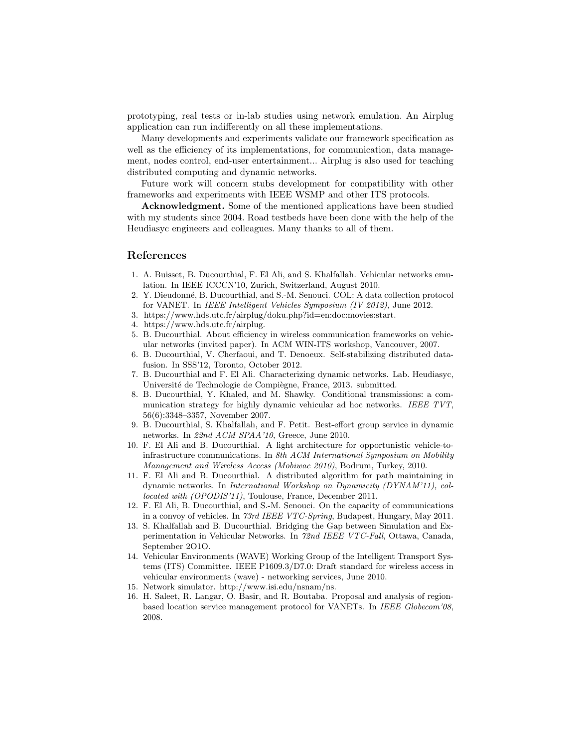prototyping, real tests or in-lab studies using network emulation. An Airplug application can run indifferently on all these implementations.

Many developments and experiments validate our framework specification as well as the efficiency of its implementations, for communication, data management, nodes control, end-user entertainment... Airplug is also used for teaching distributed computing and dynamic networks.

Future work will concern stubs development for compatibility with other frameworks and experiments with IEEE WSMP and other ITS protocols.

**Acknowledgment.** Some of the mentioned applications have been studied with my students since 2004. Road testbeds have been done with the help of the Heudiasyc engineers and colleagues. Many thanks to all of them.

## References

1. A. Buisset, B. Ducourthial, F. El Ali, and S. Khalfallah. Vehicular networks emulation. In IEEE ICCCN'10, Zurich, Switzerland, August 2010.
2. Y. Dieudonné, B. Ducourthial, and S.-M. Senouci. COL: A data collection protocol for VANET. In *IEEE Intelligent Vehicles Symposium (IV 2012)*, June 2012.
3. https://www.hds.utc.fr/airplug/doku.php?id=en:doc:movies:start.
4. https://www.hds.utc.fr/airplug.
5. B. Ducourthial. About efficiency in wireless communication frameworks on vehicular networks (invited paper). In ACM WIN-ITS workshop, Vancouver, 2007.
6. B. Ducourthial, V. Cherfaoui, and T. Denoeux. Self-stabilizing distributed datafusion. In SSS'12, Toronto, October 2012.
7. B. Ducourthial and F. El Ali. Characterizing dynamic networks. Lab. Heudiasyc, Université de Technologie de Compiègne, France, 2013. submitted.
8. B. Ducourthial, Y. Khaled, and M. Shawky. Conditional transmissions: a communication strategy for highly dynamic vehicular ad hoc networks. *IEEE TVT*, 56(6):3348–3357, November 2007.
9. B. Ducourthial, S. Khalfallah, and F. Petit. Best-effort group service in dynamic networks. In *22nd ACM SPAA'10*, Greece, June 2010.
10. F. El Ali and B. Ducourthial. A light architecture for opportunistic vehicle-to-infrastructure communications. In *8th ACM International Symposium on Mobility Management and Wireless Access (Mobiwac 2010)*, Bodrum, Turkey, 2010.
11. F. El Ali and B. Ducourthial. A distributed algorithm for path maintaining in dynamic networks. In *International Workshop on Dynamicity (DYNAM'11), collocated with (OPODIS'11)*, Toulouse, France, December 2011.
12. F. El Ali, B. Ducourthial, and S.-M. Senouci. On the capacity of communications in a convoy of vehicles. In *73rd IEEE VTC-Spring*, Budapest, Hungary, May 2011.
13. S. Khalfallah and B. Ducourthial. Bridging the Gap between Simulation and Experimentation in Vehicular Networks. In *72nd IEEE VTC-Fall*, Ottawa, Canada, September 2O1O.
14. Vehicular Environments (WAVE) Working Group of the Intelligent Transport Systems (ITS) Committee. IEEE P1609.3/D7.0: Draft standard for wireless access in vehicular environments (wave) - networking services, June 2010.
15. Network simulator. http://www.isi.edu/nsnam/ns.
16. H. Saleet, R. Langar, O. Basir, and R. Boutaba. Proposal and analysis of region-based location service management protocol for VANETs. In *IEEE Globecom'08*, 2008.